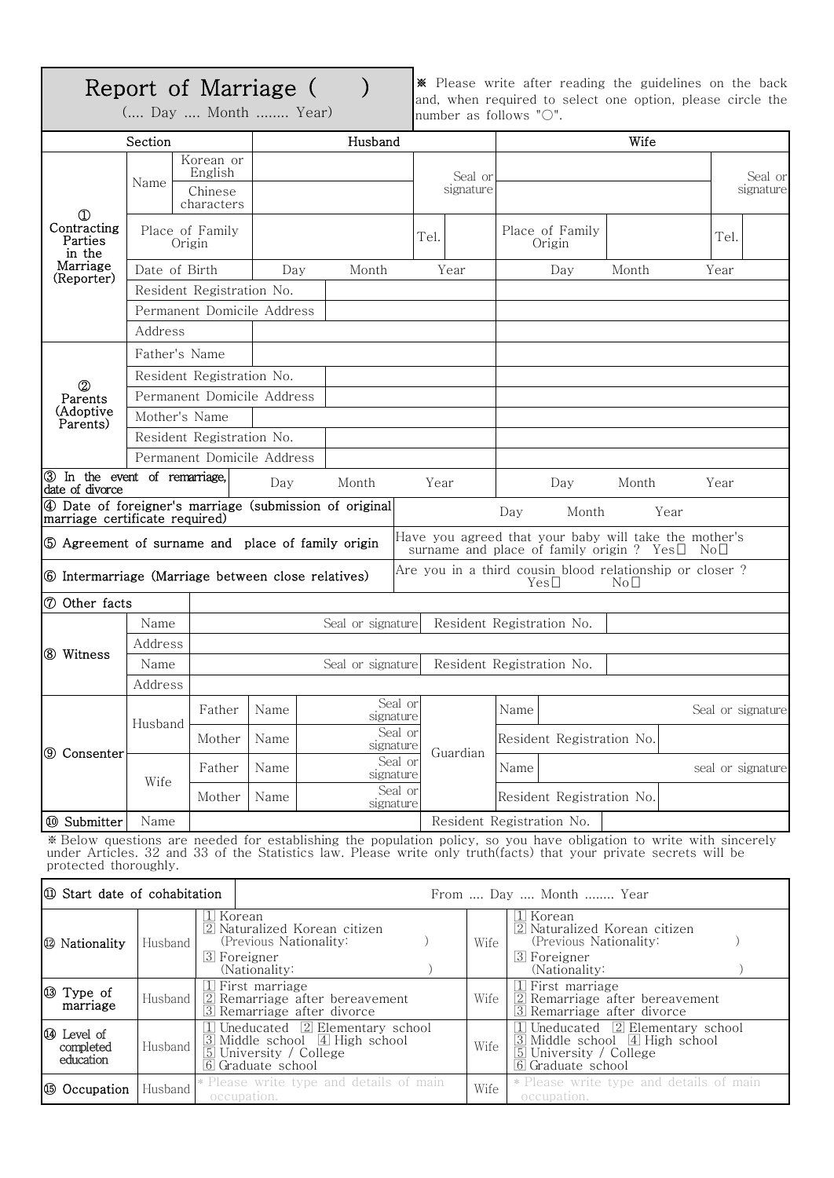# Report of Marriage (     )

(.... Day .... Month ........ Year)

※ Please write after reading the guidelines on the back and, when required to select one option, please circle the number as follows "○".

| Section | | | Husband | | | Wife | | |
|---|---|---|---|---|---|---|---|---|
| ① Contracting Parties in the Marriage (Reporter) | Name | Korean or English | | Seal or signature | | | Seal or signature | |
| | | Chinese characters | | | | | | |
| | Place of Family Origin | | | Tel. | | Place of Family Origin | | Tel. |
| | Date of Birth | | Day Month Year | | | Day Month Year | | |
| | Resident Registration No. | | | | | | | |
| | Permanent Domicile Address | | | | | | | |
| | Address | | | | | | | |
| ② Parents (Adoptive Parents) | Father's Name | | | | | | | |
| | Resident Registration No. | | | | | | | |
| | Permanent Domicile Address | | | | | | | |
| | Mother's Name | | | | | | | |
| | Resident Registration No. | | | | | | | |
| | Permanent Domicile Address | | | | | | | |
| ③ In the event of remarriage, date of divorce | | | Day Month Year | | | Day Month Year | | |
| ④ Date of foreigner's marriage (submission of original marriage certificate required) | | | | | | Day Month Year | | |
| ⑤ Agreement of surname and place of family origin | | | | | | Have you agreed that your baby will take the mother's surname and place of family origin ? Yes☐ No☐ | | |
| ⑥ Intermarriage (Marriage between close relatives) | | | | | | Are you in a third cousin blood relationship or closer ? Yes☐ No☐ | | |
| ⑦ Other facts | | | | | | | | |

| ⑧ Witness | | | |
|---|---|---|---|
| Name | Seal or signature | Resident Registration No. | |
| Address | | | |
| Name | Seal or signature | Resident Registration No. | |
| Address | | | |

| ⑨ Consenter | | | | | |
|---|---|---|---|---|---|
| Husband | Father | Name | Seal or signature | Guardian | Name Seal or signature |
| | Mother | Name | Seal or signature | | Resident Registration No. |
| Wife | Father | Name | Seal or signature | | Name seal or signature |
| | Mother | Name | Seal or signature | | Resident Registration No. |

| ⑩ Submitter | Name | | Resident Registration No. | |
|---|---|---|---|---|

※ Below questions are needed for establishing the population policy, so you have obligation to write with sincerely under Articles. 32 and 33 of the Statistics law. Please write only truth(facts) that your private secrets will be protected thoroughly.

| ⑪ Start date of cohabitation | From .... Day .... Month ........ Year | | | |
|---|---|---|---|---|
| ⑫ Nationality | Husband | 1 Korean<br>2 Naturalized Korean citizen (Previous Nationality: )<br>3 Foreigner (Nationality: ) | Wife | 1 Korean<br>2 Naturalized Korean citizen (Previous Nationality: )<br>3 Foreigner (Nationality: ) |
| ⑬ Type of marriage | Husband | 1 First marriage<br>2 Remarriage after bereavement<br>3 Remarriage after divorce | Wife | 1 First marriage<br>2 Remarriage after bereavement<br>3 Remarriage after divorce |
| ⑭ Level of completed education | Husband | 1 Uneducated 2 Elementary school<br>3 Middle school 4 High school<br>5 University / College<br>6 Graduate school | Wife | 1 Uneducated 2 Elementary school<br>3 Middle school 4 High school<br>5 University / College<br>6 Graduate school |
| ⑮ Occupation | Husband | * Please write type and details of main occupation. | Wife | * Please write type and details of main occupation. |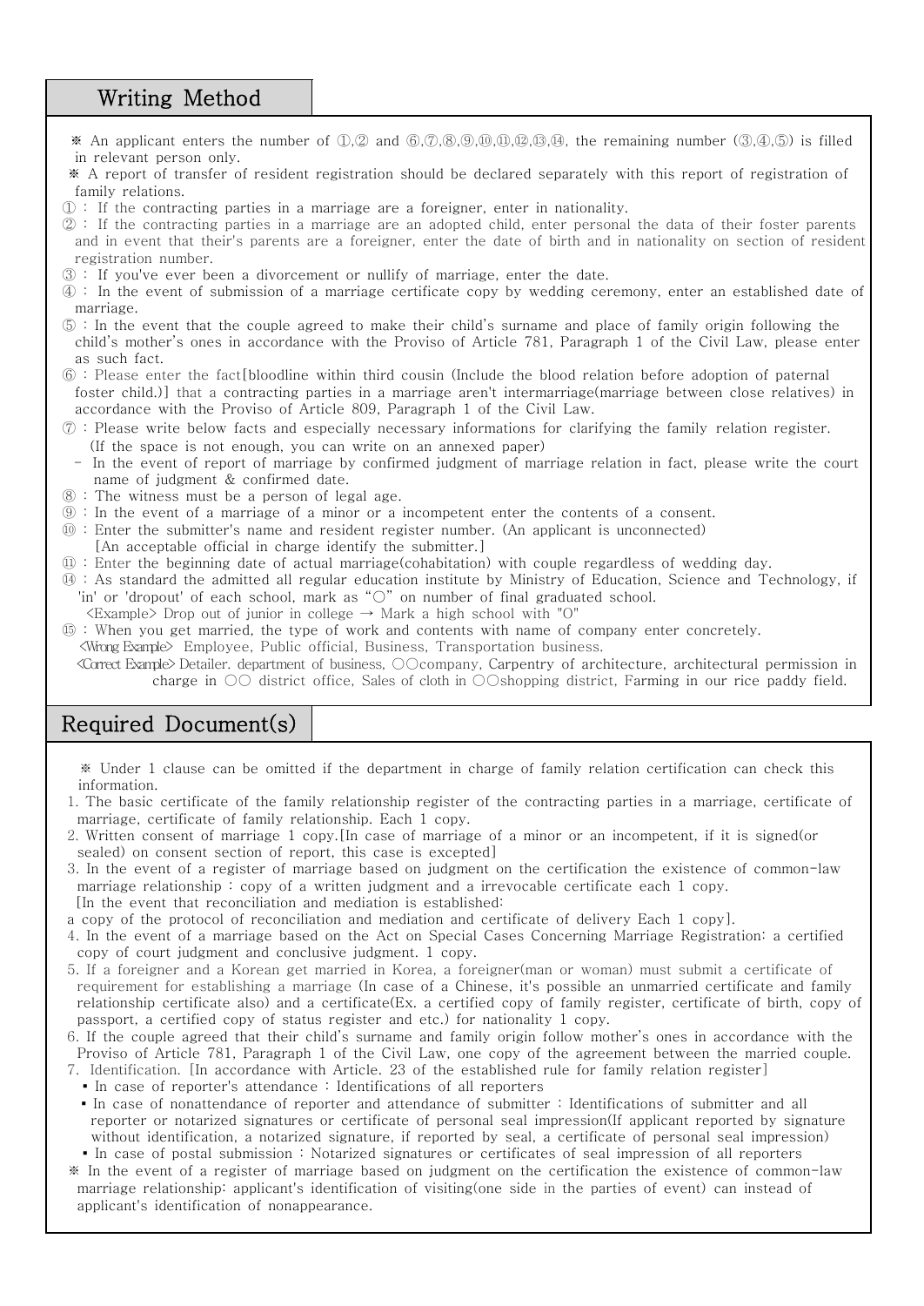## Writing Method

※ An applicant enters the number of ①,② and ⑥,⑦,⑧,⑨,⑩,⑪,⑫,⑬,⑭, the remaining number (③,④,⑤) is filled in relevant person only.

※ A report of transfer of resident registration should be declared separately with this report of registration of family relations.

① : If the contracting parties in a marriage are a foreigner, enter in nationality.

② : If the contracting parties in a marriage are an adopted child, enter personal the data of their foster parents and in event that their's parents are a foreigner, enter the date of birth and in nationality on section of resident registration number.

③ : If you've ever been a divorcement or nullify of marriage, enter the date.

④ : In the event of submission of a marriage certificate copy by wedding ceremony, enter an established date of marriage.

⑤ : In the event that the couple agreed to make their child's surname and place of family origin following the child's mother's ones in accordance with the Proviso of Article 781, Paragraph 1 of the Civil Law, please enter as such fact.

⑥ : Please enter the fact[bloodline within third cousin (Include the blood relation before adoption of paternal foster child.)] that a contracting parties in a marriage aren't intermarriage(marriage between close relatives) in accordance with the Proviso of Article 809, Paragraph 1 of the Civil Law.

⑦ : Please write below facts and especially necessary informations for clarifying the family relation register. (If the space is not enough, you can write on an annexed paper)

- In the event of report of marriage by confirmed judgment of marriage relation in fact, please write the court name of judgment & confirmed date.

⑧ : The witness must be a person of legal age.

⑨ : In the event of a marriage of a minor or a incompetent enter the contents of a consent.

⑩ : Enter the submitter's name and resident register number. (An applicant is unconnected) [An acceptable official in charge identify the submitter.]

⑪ : Enter the beginning date of actual marriage(cohabitation) with couple regardless of wedding day.

⑭ : As standard the admitted all regular education institute by Ministry of Education, Science and Technology, if 'in' or 'dropout' of each school, mark as "○" on number of final graduated school.
<Example> Drop out of junior in college → Mark a high school with "O"

⑮ : When you get married, the type of work and contents with name of company enter concretely.
<Wrong Example> Employee, Public official, Business, Transportation business.
<Correct Example> Detailer. department of business, ○○company, Carpentry of architecture, architectural permission in charge in ○○ district office, Sales of cloth in ○○shopping district, Farming in our rice paddy field.

## Required Document(s)

※ Under 1 clause can be omitted if the department in charge of family relation certification can check this information.

1. The basic certificate of the family relationship register of the contracting parties in a marriage, certificate of marriage, certificate of family relationship. Each 1 copy.
2. Written consent of marriage 1 copy.[In case of marriage of a minor or an incompetent, if it is signed(or sealed) on consent section of report, this case is excepted]
3. In the event of a register of marriage based on judgment on the certification the existence of common-law marriage relationship : copy of a written judgment and a irrevocable certificate each 1 copy.
[In the event that reconciliation and mediation is established:
a copy of the protocol of reconciliation and mediation and certificate of delivery Each 1 copy].
4. In the event of a marriage based on the Act on Special Cases Concerning Marriage Registration: a certified copy of court judgment and conclusive judgment. 1 copy.
5. If a foreigner and a Korean get married in Korea, a foreigner(man or woman) must submit a certificate of requirement for establishing a marriage (In case of a Chinese, it's possible an unmarried certificate and family relationship certificate also) and a certificate(Ex. a certified copy of family register, certificate of birth, copy of passport, a certified copy of status register and etc.) for nationality 1 copy.
6. If the couple agreed that their child's surname and family origin follow mother's ones in accordance with the Proviso of Article 781, Paragraph 1 of the Civil Law, one copy of the agreement between the married couple.
7. Identification. [In accordance with Article. 23 of the established rule for family relation register]
   - In case of reporter's attendance : Identifications of all reporters
   - In case of nonattendance of reporter and attendance of submitter : Identifications of submitter and all reporter or notarized signatures or certificate of personal seal impression(If applicant reported by signature without identification, a notarized signature, if reported by seal, a certificate of personal seal impression)
   - In case of postal submission : Notarized signatures or certificates of seal impression of all reporters

※ In the event of a register of marriage based on judgment on the certification the existence of common-law marriage relationship: applicant's identification of visiting(one side in the parties of event) can instead of applicant's identification of nonappearance.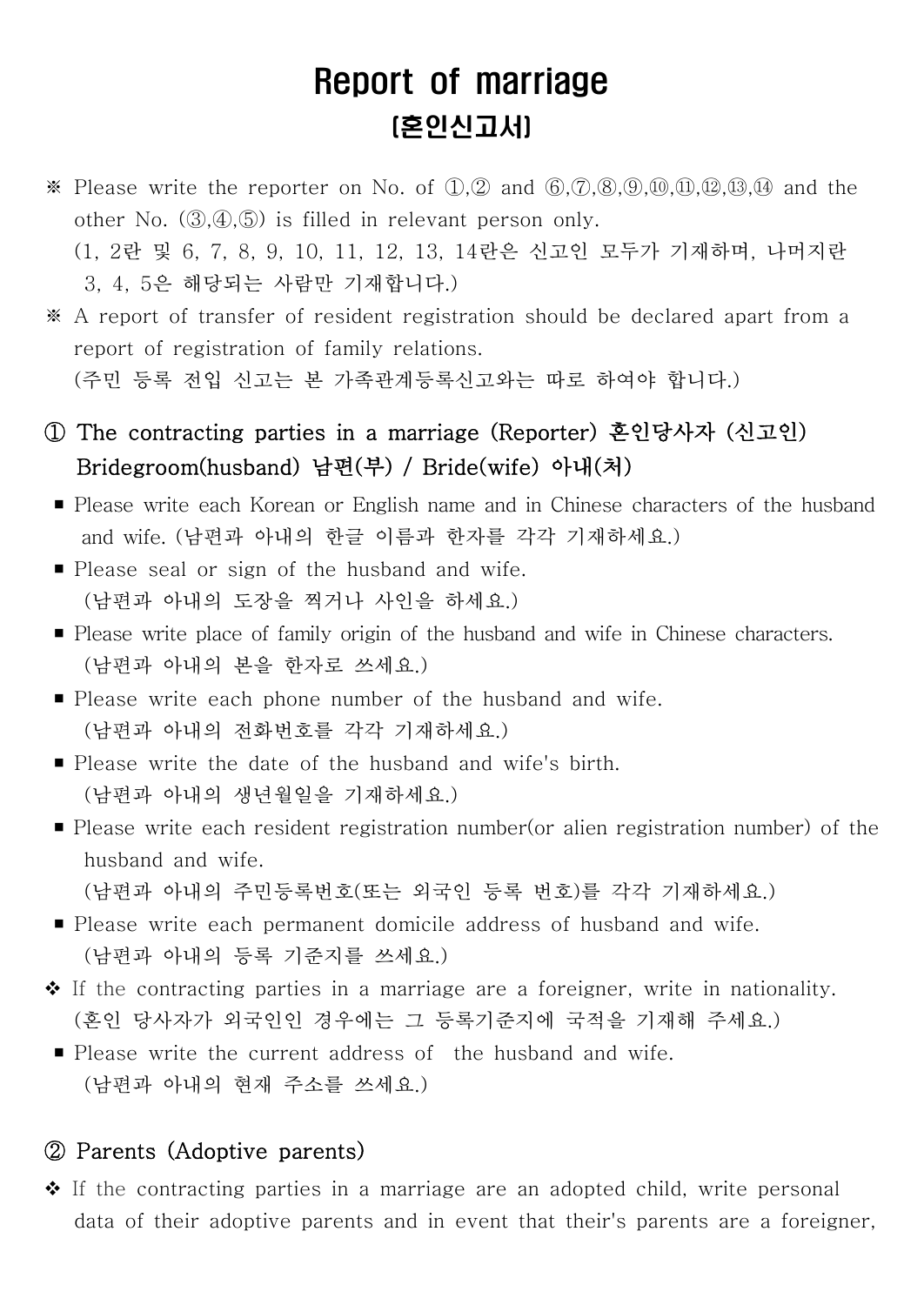# Report of marriage
## (혼인신고서)

※ Please write the reporter on No. of ①,② and ⑥,⑦,⑧,⑨,⑩,⑪,⑫,⑬,⑭ and the other No. (③,④,⑤) is filled in relevant person only.
(1, 2란 및 6, 7, 8, 9, 10, 11, 12, 13, 14란은 신고인 모두가 기재하며, 나머지란 3, 4, 5은 해당되는 사람만 기재합니다.)

※ A report of transfer of resident registration should be declared apart from a report of registration of family relations.
(주민 등록 전입 신고는 본 가족관계등록신고와는 따로 하여야 합니다.)

### ① The contracting parties in a marriage (Reporter) 혼인당사자 (신고인) Bridegroom(husband) 남편(부) / Bride(wife) 아내(처)

- Please write each Korean or English name and in Chinese characters of the husband and wife. (남편과 아내의 한글 이름과 한자를 각각 기재하세요.)
- Please seal or sign of the husband and wife.
(남편과 아내의 도장을 찍거나 사인을 하세요.)
- Please write place of family origin of the husband and wife in Chinese characters.
(남편과 아내의 본을 한자로 쓰세요.)
- Please write each phone number of the husband and wife.
(남편과 아내의 전화번호를 각각 기재하세요.)
- Please write the date of the husband and wife's birth.
(남편과 아내의 생년월일을 기재하세요.)
- Please write each resident registration number(or alien registration number) of the husband and wife.
(남편과 아내의 주민등록번호(또는 외국인 등록 번호)를 각각 기재하세요.)
- Please write each permanent domicile address of husband and wife.
(남편과 아내의 등록 기준지를 쓰세요.)

❖ If the contracting parties in a marriage are a foreigner, write in nationality.
(혼인 당사자가 외국인 경우에는 그 등록기준지에 국적을 기재해 주세요.)

- Please write the current address of the husband and wife.
(남편과 아내의 현재 주소를 쓰세요.)

### ② Parents (Adoptive parents)

❖ If the contracting parties in a marriage are an adopted child, write personal data of their adoptive parents and in event that their's parents are a foreigner,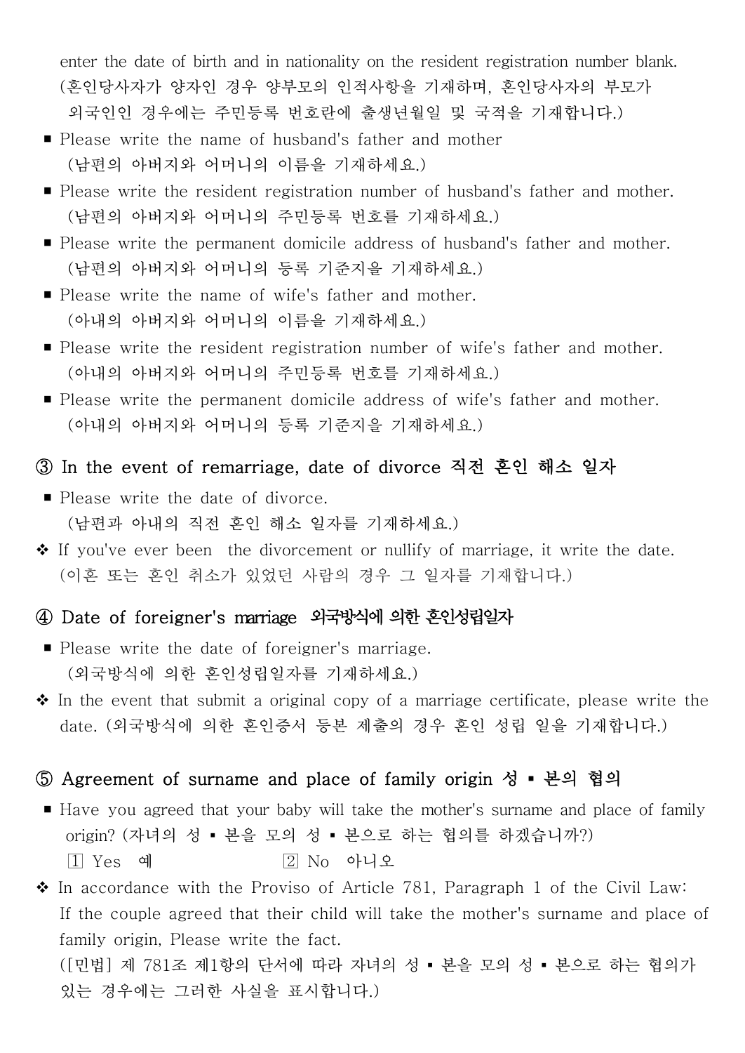enter the date of birth and in nationality on the resident registration number blank.
(혼인당사자가 양자인 경우 양부모의 인적사항을 기재하며, 혼인당사자의 부모가 외국인인 경우에는 주민등록 번호란에 출생년월일 및 국적을 기재합니다.)

- Please write the name of husband's father and mother
  (남편의 아버지와 어머니의 이름을 기재하세요.)
- Please write the resident registration number of husband's father and mother.
  (남편의 아버지와 어머니의 주민등록 번호를 기재하세요.)
- Please write the permanent domicile address of husband's father and mother.
  (남편의 아버지와 어머니의 등록 기준지을 기재하세요.)
- Please write the name of wife's father and mother.
  (아내의 아버지와 어머니의 이름을 기재하세요.)
- Please write the resident registration number of wife's father and mother.
  (아내의 아버지와 어머니의 주민등록 번호를 기재하세요.)
- Please write the permanent domicile address of wife's father and mother.
  (아내의 아버지와 어머니의 등록 기준지을 기재하세요.)

### ③ In the event of remarriage, date of divorce 직전 혼인 해소 일자

- Please write the date of divorce.
  (남편과 아내의 직전 혼인 해소 일자를 기재하세요.)

❖ If you've ever been the divorcement or nullify of marriage, it write the date.
(이혼 또는 혼인 취소가 있었던 사람의 경우 그 일자를 기재합니다.)

### ④ Date of foreigner's marriage 외국방식에 의한 혼인성립일자

- Please write the date of foreigner's marriage.
  (외국방식에 의한 혼인성립일자를 기재하세요.)

❖ In the event that submit a original copy of a marriage certificate, please write the date. (외국방식에 의한 혼인증서 등본 제출의 경우 혼인 성립 일을 기재합니다.)

### ⑤ Agreement of surname and place of family origin 성 ▪ 본의 협의

- Have you agreed that your baby will take the mother's surname and place of family origin? (자녀의 성 ▪ 본을 모의 성 ▪ 본으로 하는 협의를 하겠습니까?)
  1 Yes 예    2 No 아니오

❖ In accordance with the Proviso of Article 781, Paragraph 1 of the Civil Law: If the couple agreed that their child will take the mother's surname and place of family origin, Please write the fact.
([민법] 제 781조 제1항의 단서에 따라 자녀의 성 ▪ 본을 모의 성 ▪ 본으로 하는 협의가 있는 경우에는 그러한 사실을 표시합니다.)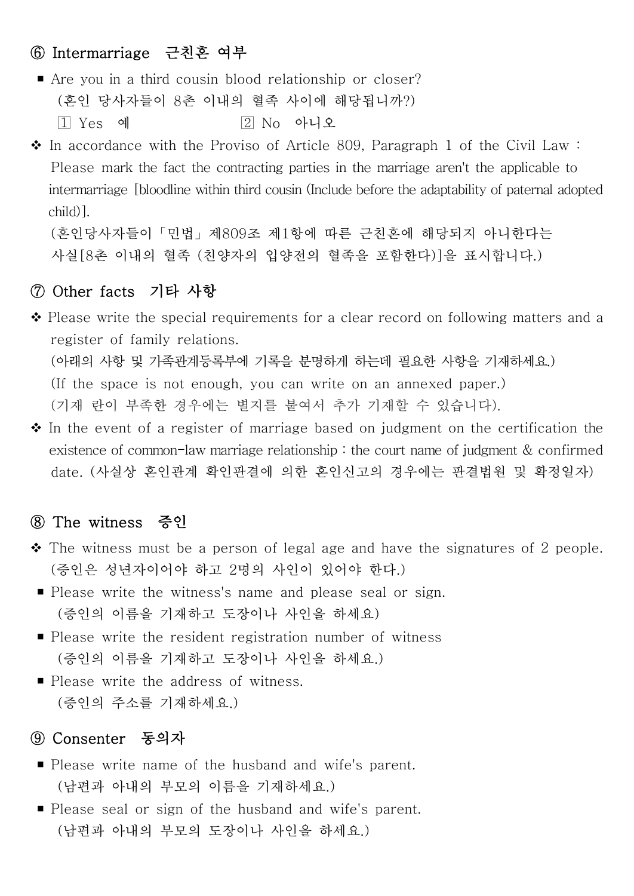## ⑥ Intermarriage 근친혼 여부

- Are you in a third cousin blood relationship or closer?
  (혼인 당사자들이 8촌 이내의 혈족 사이에 해당됩니까?)
  1 Yes 예 2 No 아니오

❖ In accordance with the Proviso of Article 809, Paragraph 1 of the Civil Law : Please mark the fact the contracting parties in the marriage aren't the applicable to intermarriage [bloodline within third cousin (Include before the adaptability of paternal adopted child)].
(혼인당사자들이 「민법」제809조 제1항에 따른 근친혼에 해당되지 아니한다는 사실[8촌 이내의 혈족 (친양자의 입양전의 혈족을 포함한다)]을 표시합니다.)

## ⑦ Other facts 기타 사항

❖ Please write the special requirements for a clear record on following matters and a register of family relations.
(아래의 사항 및 가족관계등록부에 기록을 분명하게 하는데 필요한 사항을 기재하세요.)
(If the space is not enough, you can write on an annexed paper.)
(기재 란이 부족한 경우에는 별지를 붙여서 추가 기재할 수 있습니다).

❖ In the event of a register of marriage based on judgment on the certification the existence of common-law marriage relationship : the court name of judgment & confirmed date. (사실상 혼인관계 확인판결에 의한 혼인신고의 경우에는 판결법원 및 확정일자)

## ⑧ The witness 증인

❖ The witness must be a person of legal age and have the signatures of 2 people. (증인은 성년자이어야 하고 2명의 사인이 있어야 한다.)

- Please write the witness's name and please seal or sign.
  (증인의 이름을 기재하고 도장이나 사인을 하세요)
- Please write the resident registration number of witness
  (증인의 이름을 기재하고 도장이나 사인을 하세요.)
- Please write the address of witness.
  (증인의 주소를 기재하세요.)

## ⑨ Consenter 동의자

- Please write name of the husband and wife's parent.
  (남편과 아내의 부모의 이름을 기재하세요.)
- Please seal or sign of the husband and wife's parent.
  (남편과 아내의 부모의 도장이나 사인을 하세요.)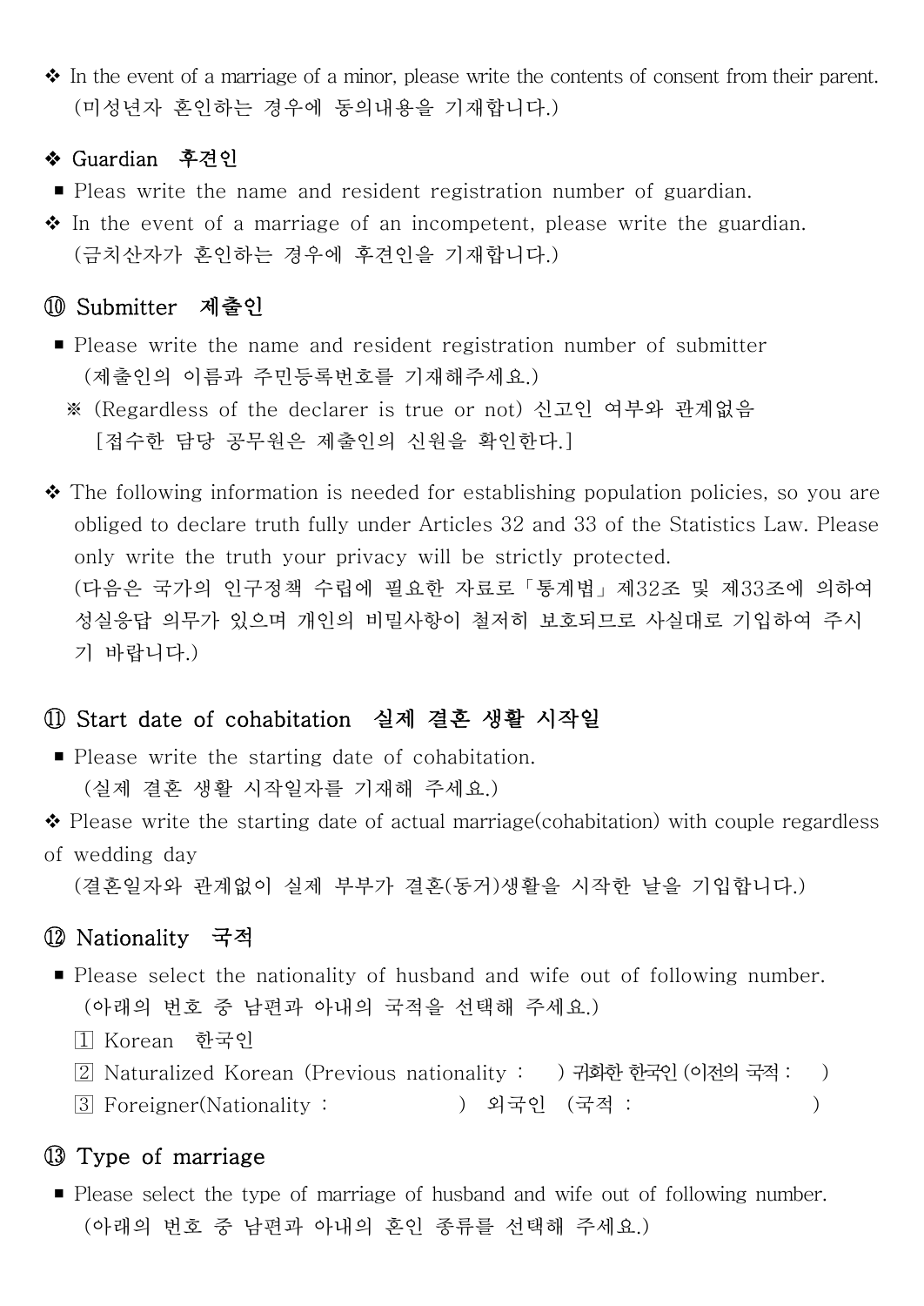❖ In the event of a marriage of a minor, please write the contents of consent from their parent.
(미성년자 혼인하는 경우에 동의내용을 기재합니다.)

### ❖ Guardian 후견인

- Pleas write the name and resident registration number of guardian.

❖ In the event of a marriage of an incompetent, please write the guardian.
(금치산자가 혼인하는 경우에 후견인을 기재합니다.)

### ⑩ Submitter 제출인

- Please write the name and resident registration number of submitter
(제출인의 이름과 주민등록번호를 기재해주세요.)
※ (Regardless of the declarer is true or not) 신고인 여부와 관계없음
[접수한 담당 공무원은 제출인의 신원을 확인한다.]

❖ The following information is needed for establishing population policies, so you are obliged to declare truth fully under Articles 32 and 33 of the Statistics Law. Please only write the truth your privacy will be strictly protected.
(다음은 국가의 인구정책 수립에 필요한 자료로「통계법」제32조 및 제33조에 의하여 성실응답 의무가 있으며 개인의 비밀사항이 철저히 보호되므로 사실대로 기입하여 주시기 바랍니다.)

### ⑪ Start date of cohabitation 실제 결혼 생활 시작일

- Please write the starting date of cohabitation.
(실제 결혼 생활 시작일자를 기재해 주세요.)

❖ Please write the starting date of actual marriage(cohabitation) with couple regardless of wedding day
(결혼일자와 관계없이 실제 부부가 결혼(동거)생활을 시작한 날을 기입합니다.)

### ⑫ Nationality 국적

- Please select the nationality of husband and wife out of following number.
(아래의 번호 중 남편과 아내의 국적을 선택해 주세요.)
  - 1 Korean 한국인
  - 2 Naturalized Korean (Previous nationality : ) 귀화한 한국인 (이전의 국적 : )
  - 3 Foreigner(Nationality : ) 외국인 (국적 : )

### ⑬ Type of marriage

- Please select the type of marriage of husband and wife out of following number.
(아래의 번호 중 남편과 아내의 혼인 종류를 선택해 주세요.)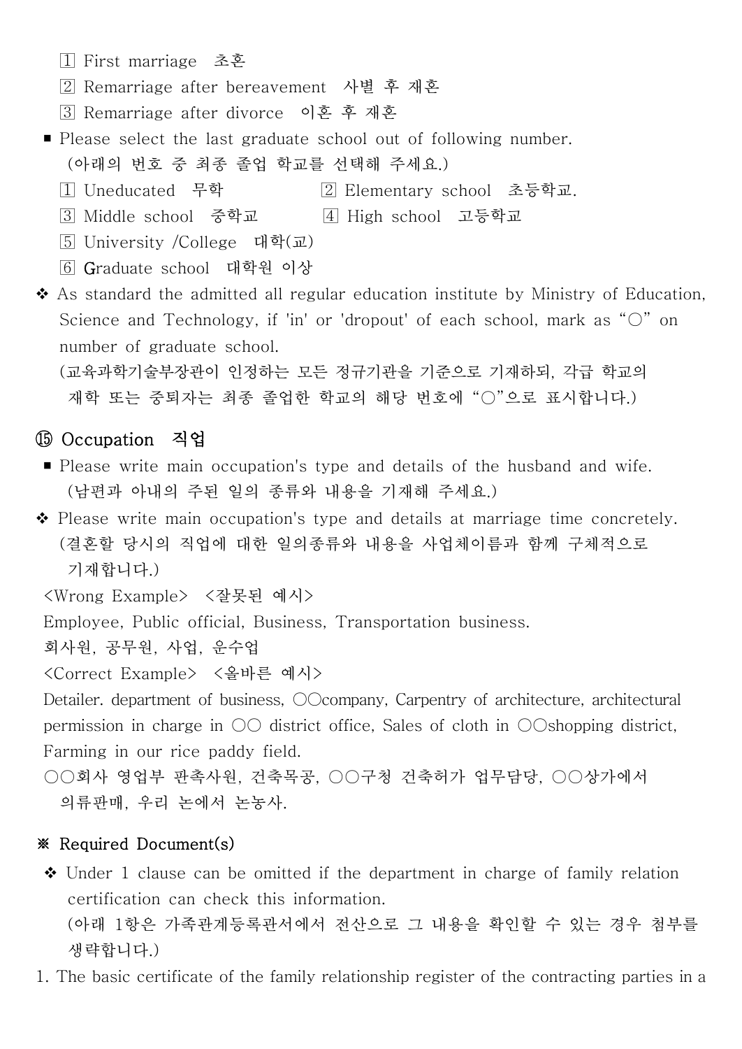1 First marriage 초혼

2 Remarriage after bereavement 사별 후 재혼

3 Remarriage after divorce 이혼 후 재혼

■ Please select the last graduate school out of following number.
(아래의 번호 중 최종 졸업 학교를 선택해 주세요.)

1 Uneducated 무학　　　　2 Elementary school 초등학교.

3 Middle school 중학교　　　　4 High school 고등학교

5 University /College 대학(교)

6 Graduate school 대학원 이상

❖ As standard the admitted all regular education institute by Ministry of Education, Science and Technology, if 'in' or 'dropout' of each school, mark as "○" on number of graduate school.
(교육과학기술부장관이 인정하는 모든 정규기관을 기준으로 기재하되, 각급 학교의 재학 또는 중퇴자는 최종 졸업한 학교의 해당 번호에 "○"으로 표시합니다.)

## ⑮ Occupation 직업

■ Please write main occupation's type and details of the husband and wife.
(남편과 아내의 주된 일의 종류와 내용을 기재해 주세요.)

❖ Please write main occupation's type and details at marriage time concretely.
(결혼할 당시의 직업에 대한 일의종류와 내용을 사업체이름과 함께 구체적으로 기재합니다.)

<Wrong Example> <잘못된 예시>

Employee, Public official, Business, Transportation business.

회사원, 공무원, 사업, 운수업

<Correct Example> <올바른 예시>

Detailer. department of business, ○○company, Carpentry of architecture, architectural permission in charge in ○○ district office, Sales of cloth in ○○shopping district, Farming in our rice paddy field.

○○회사 영업부 판촉사원, 건축목공, ○○구청 건축허가 업무담당, ○○상가에서 의류판매, 우리 논에서 논농사.

## ※ Required Document(s)

❖ Under 1 clause can be omitted if the department in charge of family relation certification can check this information.
(아래 1항은 가족관계등록관서에서 전산으로 그 내용을 확인할 수 있는 경우 첨부를 생략합니다.)

1. The basic certificate of the family relationship register of the contracting parties in a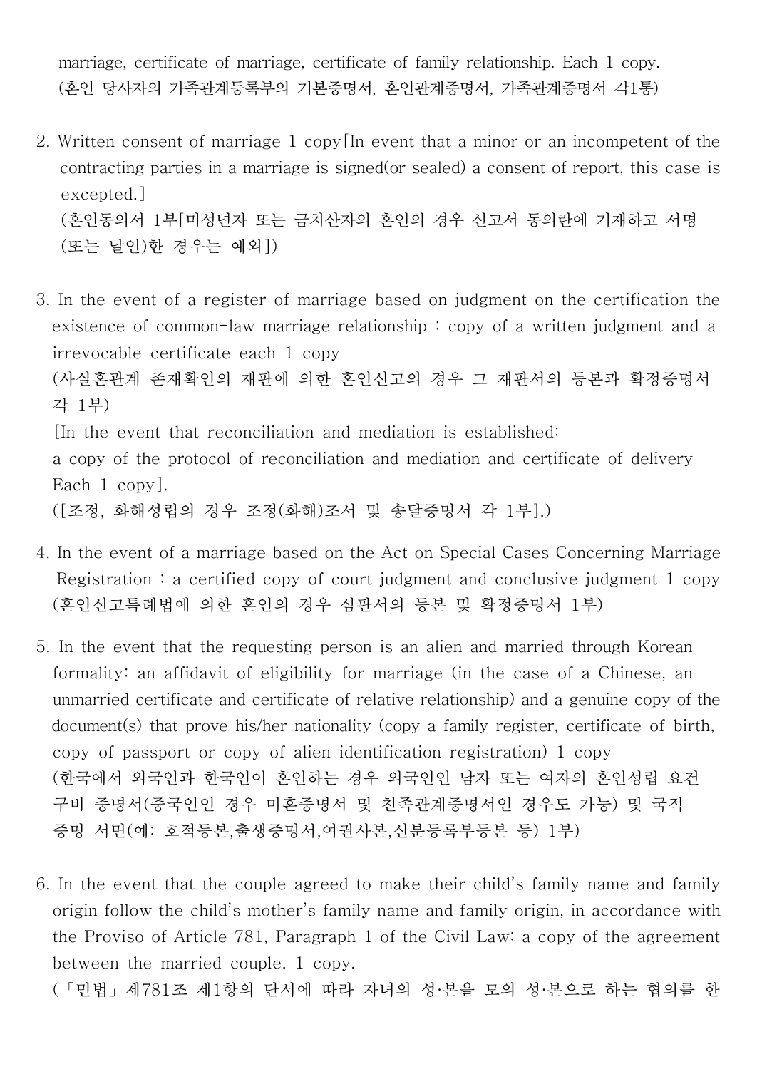marriage, certificate of marriage, certificate of family relationship. Each 1 copy.
(혼인 당사자의 가족관계등록부의 기본증명서, 혼인관계증명서, 가족관계증명서 각1통)

2. Written consent of marriage 1 copy[In event that a minor or an incompetent of the contracting parties in a marriage is signed(or sealed) a consent of report, this case is excepted.]
(혼인동의서 1부[미성년자 또는 금치산자의 혼인의 경우 신고서 동의란에 기재하고 서명(또는 날인)한 경우는 예외])

3. In the event of a register of marriage based on judgment on the certification the existence of common-law marriage relationship : copy of a written judgment and a irrevocable certificate each 1 copy
(사실혼관계 존재확인의 재판에 의한 혼인신고의 경우 그 재판서의 등본과 확정증명서 각 1부)
[In the event that reconciliation and mediation is established:
a copy of the protocol of reconciliation and mediation and certificate of delivery Each 1 copy].
([조정, 화해성립의 경우 조정(화해)조서 및 송달증명서 각 1부].)

4. In the event of a marriage based on the Act on Special Cases Concerning Marriage Registration : a certified copy of court judgment and conclusive judgment 1 copy
(혼인신고특례법에 의한 혼인의 경우 심판서의 등본 및 확정증명서 1부)

5. In the event that the requesting person is an alien and married through Korean formality: an affidavit of eligibility for marriage (in the case of a Chinese, an unmarried certificate and certificate of relative relationship) and a genuine copy of the document(s) that prove his/her nationality (copy a family register, certificate of birth, copy of passport or copy of alien identification registration) 1 copy
(한국에서 외국인과 한국인이 혼인하는 경우 외국인인 남자 또는 여자의 혼인성립 요건 구비 증명서(중국인인 경우 미혼증명서 및 친족관계증명서인 경우도 가능) 및 국적 증명 서면(예: 호적등본,출생증명서,여권사본,신분등록부등본 등) 1부)

6. In the event that the couple agreed to make their child's family name and family origin follow the child's mother's family name and family origin, in accordance with the Proviso of Article 781, Paragraph 1 of the Civil Law: a copy of the agreement between the married couple. 1 copy.
(「민법」 제781조 제1항의 단서에 따라 자녀의 성·본을 모의 성·본으로 하는 협의를 한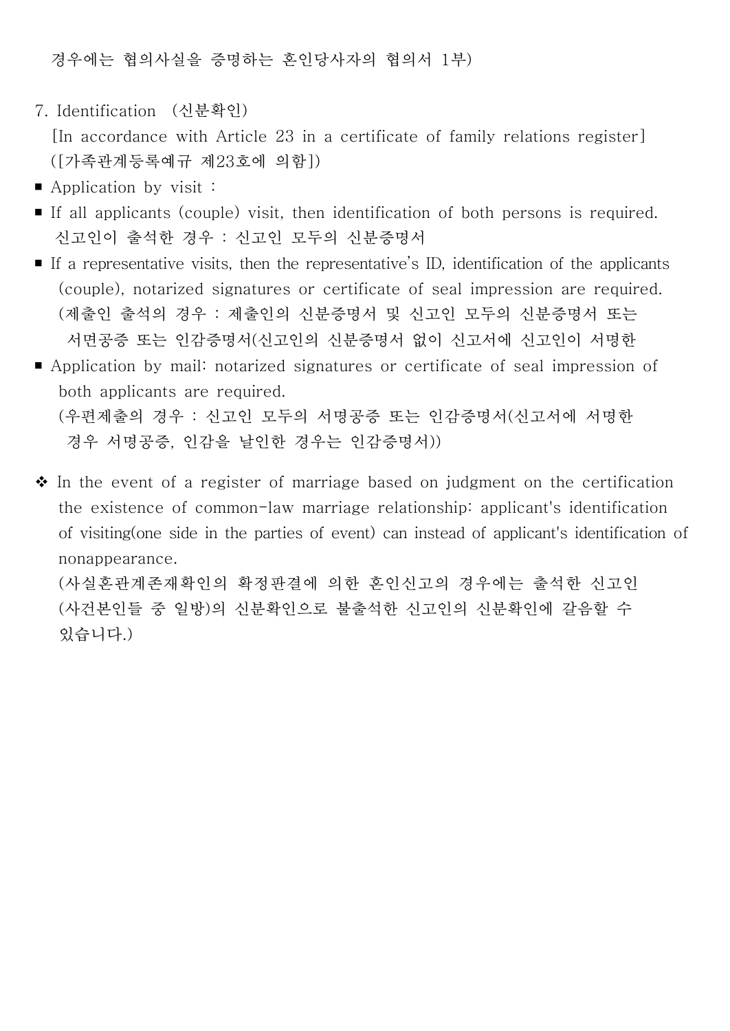경우에는 협의사실을 증명하는 혼인당사자의 협의서 1부)

7. Identification (신분확인)
   [In accordance with Article 23 in a certificate of family relations register]
   ([가족관계등록예규 제23호에 의함])

- Application by visit :
- If all applicants (couple) visit, then identification of both persons is required.
  신고인이 출석한 경우 : 신고인 모두의 신분증명서
- If a representative visits, then the representative's ID, identification of the applicants (couple), notarized signatures or certificate of seal impression are required.
  (제출인 출석의 경우 : 제출인의 신분증명서 및 신고인 모두의 신분증명서 또는 서면공증 또는 인감증명서(신고인의 신분증명서 없이 신고서에 신고인이 서명한
- Application by mail: notarized signatures or certificate of seal impression of both applicants are required.
  (우편제출의 경우 : 신고인 모두의 서명공증 또는 인감증명서(신고서에 서명한 경우 서명공증, 인감을 날인한 경우는 인감증명서))

❖ In the event of a register of marriage based on judgment on the certification the existence of common-law marriage relationship: applicant's identification of visiting(one side in the parties of event) can instead of applicant's identification of nonappearance.
(사실혼관계존재확인의 확정판결에 의한 혼인신고의 경우에는 출석한 신고인 (사건본인들 중 일방)의 신분확인으로 불출석한 신고인의 신분확인에 갈음할 수 있습니다.)